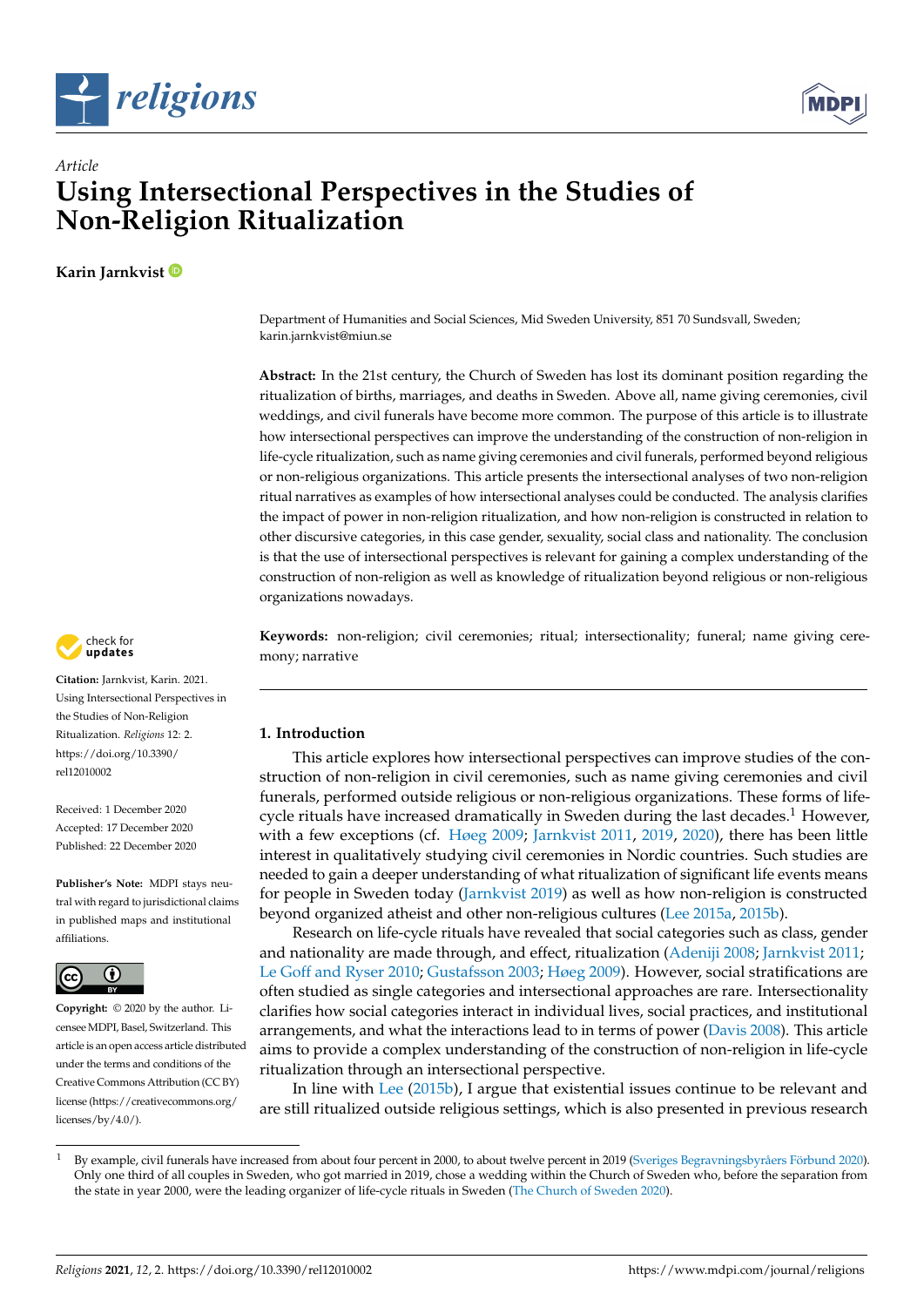*Article*

# Using Intersectional Perspectives in the Studies of Non-Religion Ritualization

**Karin Jarnkvist**

Department of Humanities and Social Sciences, Mid Sweden University, 851 70 Sundsvall, Sweden; karin.jarnkvist@miun.se

**Abstract:** In the 21st century, the Church of Sweden has lost its dominant position regarding the ritualization of births, marriages, and deaths in Sweden. Above all, name giving ceremonies, civil weddings, and civil funerals have become more common. The purpose of this article is to illustrate how intersectional perspectives can improve the understanding of the construction of non-religion in life-cycle ritualization, such as name giving ceremonies and civil funerals, performed beyond religious or non-religious organizations. This article presents the intersectional analyses of two non-religion ritual narratives as examples of how intersectional analyses could be conducted. The analysis clarifies the impact of power in non-religion ritualization, and how non-religion is constructed in relation to other discursive categories, in this case gender, sexuality, social class and nationality. The conclusion is that the use of intersectional perspectives is relevant for gaining a complex understanding of the construction of non-religion as well as knowledge of ritualization beyond religious or non-religious organizations nowadays.

**Keywords:** non-religion; civil ceremonies; ritual; intersectionality; funeral; name giving ceremony; narrative

**Citation:** Jarnkvist, Karin. 2021. Using Intersectional Perspectives in the Studies of Non-Religion Ritualization. *Religions* 12: 2. https://doi.org/10.3390/rel12010002

Received: 1 December 2020
Accepted: 17 December 2020
Published: 22 December 2020

**Publisher's Note:** MDPI stays neutral with regard to jurisdictional claims in published maps and institutional affiliations.

**Copyright:** © 2020 by the author. Licensee MDPI, Basel, Switzerland. This article is an open access article distributed under the terms and conditions of the Creative Commons Attribution (CC BY) license (https://creativecommons.org/licenses/by/4.0/).

## 1. Introduction

This article explores how intersectional perspectives can improve studies of the construction of non-religion in civil ceremonies, such as name giving ceremonies and civil funerals, performed outside religious or non-religious organizations. These forms of life-cycle rituals have increased dramatically in Sweden during the last decades.[1] However, with a few exceptions (cf. Høeg 2009; Jarnkvist 2011, 2019, 2020), there has been little interest in qualitatively studying civil ceremonies in Nordic countries. Such studies are needed to gain a deeper understanding of what ritualization of significant life events means for people in Sweden today (Jarnkvist 2019) as well as how non-religion is constructed beyond organized atheist and other non-religious cultures (Lee 2015a, 2015b).

Research on life-cycle rituals have revealed that social categories such as class, gender and nationality are made through, and effect, ritualization (Adeniji 2008; Jarnkvist 2011; Le Goff and Ryser 2010; Gustafsson 2003; Høeg 2009). However, social stratifications are often studied as single categories and intersectional approaches are rare. Intersectionality clarifies how social categories interact in individual lives, social practices, and institutional arrangements, and what the interactions lead to in terms of power (Davis 2008). This article aims to provide a complex understanding of the construction of non-religion in life-cycle ritualization through an intersectional perspective.

In line with Lee (2015b), I argue that existential issues continue to be relevant and are still ritualized outside religious settings, which is also presented in previous research

[1] By example, civil funerals have increased from about four percent in 2000, to about twelve percent in 2019 (Sveriges Begravningsbyråers Förbund 2020). Only one third of all couples in Sweden, who got married in 2019, chose a wedding within the Church of Sweden who, before the separation from the state in year 2000, were the leading organizer of life-cycle rituals in Sweden (The Church of Sweden 2020).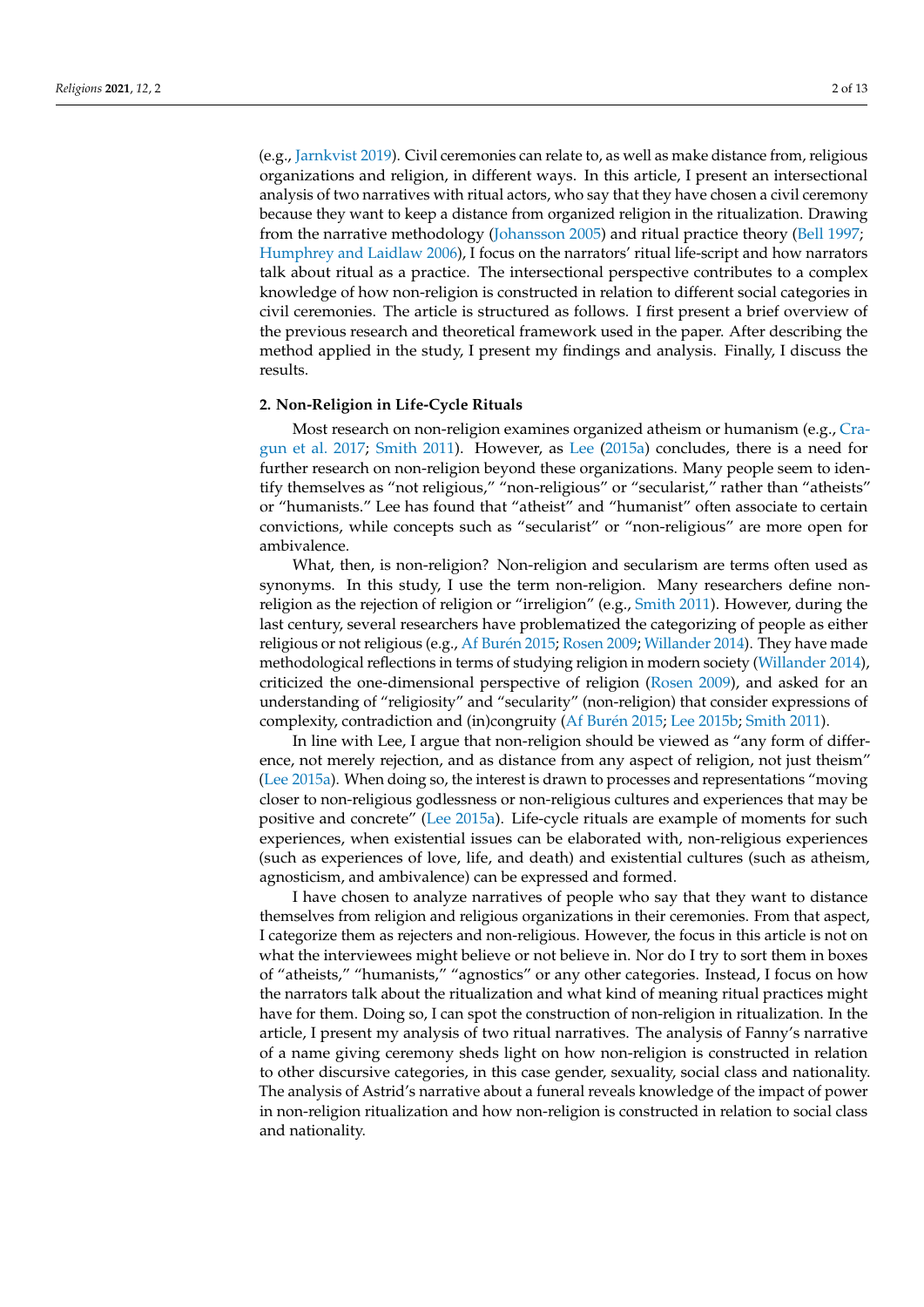(e.g., Jarnkvist 2019). Civil ceremonies can relate to, as well as make distance from, religious organizations and religion, in different ways. In this article, I present an intersectional analysis of two narratives with ritual actors, who say that they have chosen a civil ceremony because they want to keep a distance from organized religion in the ritualization. Drawing from the narrative methodology (Johansson 2005) and ritual practice theory (Bell 1997; Humphrey and Laidlaw 2006), I focus on the narrators' ritual life-script and how narrators talk about ritual as a practice. The intersectional perspective contributes to a complex knowledge of how non-religion is constructed in relation to different social categories in civil ceremonies. The article is structured as follows. I first present a brief overview of the previous research and theoretical framework used in the paper. After describing the method applied in the study, I present my findings and analysis. Finally, I discuss the results.

## 2. Non-Religion in Life-Cycle Rituals

Most research on non-religion examines organized atheism or humanism (e.g., Cragun et al. 2017; Smith 2011). However, as Lee (2015a) concludes, there is a need for further research on non-religion beyond these organizations. Many people seem to identify themselves as "not religious," "non-religious" or "secularist," rather than "atheists" or "humanists." Lee has found that "atheist" and "humanist" often associate to certain convictions, while concepts such as "secularist" or "non-religious" are more open for ambivalence.

What, then, is non-religion? Non-religion and secularism are terms often used as synonyms. In this study, I use the term non-religion. Many researchers define non-religion as the rejection of religion or "irreligion" (e.g., Smith 2011). However, during the last century, several researchers have problematized the categorizing of people as either religious or not religious (e.g., Af Burén 2015; Rosen 2009; Willander 2014). They have made methodological reflections in terms of studying religion in modern society (Willander 2014), criticized the one-dimensional perspective of religion (Rosen 2009), and asked for an understanding of "religiosity" and "secularity" (non-religion) that consider expressions of complexity, contradiction and (in)congruity (Af Burén 2015; Lee 2015b; Smith 2011).

In line with Lee, I argue that non-religion should be viewed as "any form of difference, not merely rejection, and as distance from any aspect of religion, not just theism" (Lee 2015a). When doing so, the interest is drawn to processes and representations "moving closer to non-religious godlessness or non-religious cultures and experiences that may be positive and concrete" (Lee 2015a). Life-cycle rituals are example of moments for such experiences, when existential issues can be elaborated with, non-religious experiences (such as experiences of love, life, and death) and existential cultures (such as atheism, agnosticism, and ambivalence) can be expressed and formed.

I have chosen to analyze narratives of people who say that they want to distance themselves from religion and religious organizations in their ceremonies. From that aspect, I categorize them as rejecters and non-religious. However, the focus in this article is not on what the interviewees might believe or not believe in. Nor do I try to sort them in boxes of "atheists," "humanists," "agnostics" or any other categories. Instead, I focus on how the narrators talk about the ritualization and what kind of meaning ritual practices might have for them. Doing so, I can spot the construction of non-religion in ritualization. In the article, I present my analysis of two ritual narratives. The analysis of Fanny's narrative of a name giving ceremony sheds light on how non-religion is constructed in relation to other discursive categories, in this case gender, sexuality, social class and nationality. The analysis of Astrid's narrative about a funeral reveals knowledge of the impact of power in non-religion ritualization and how non-religion is constructed in relation to social class and nationality.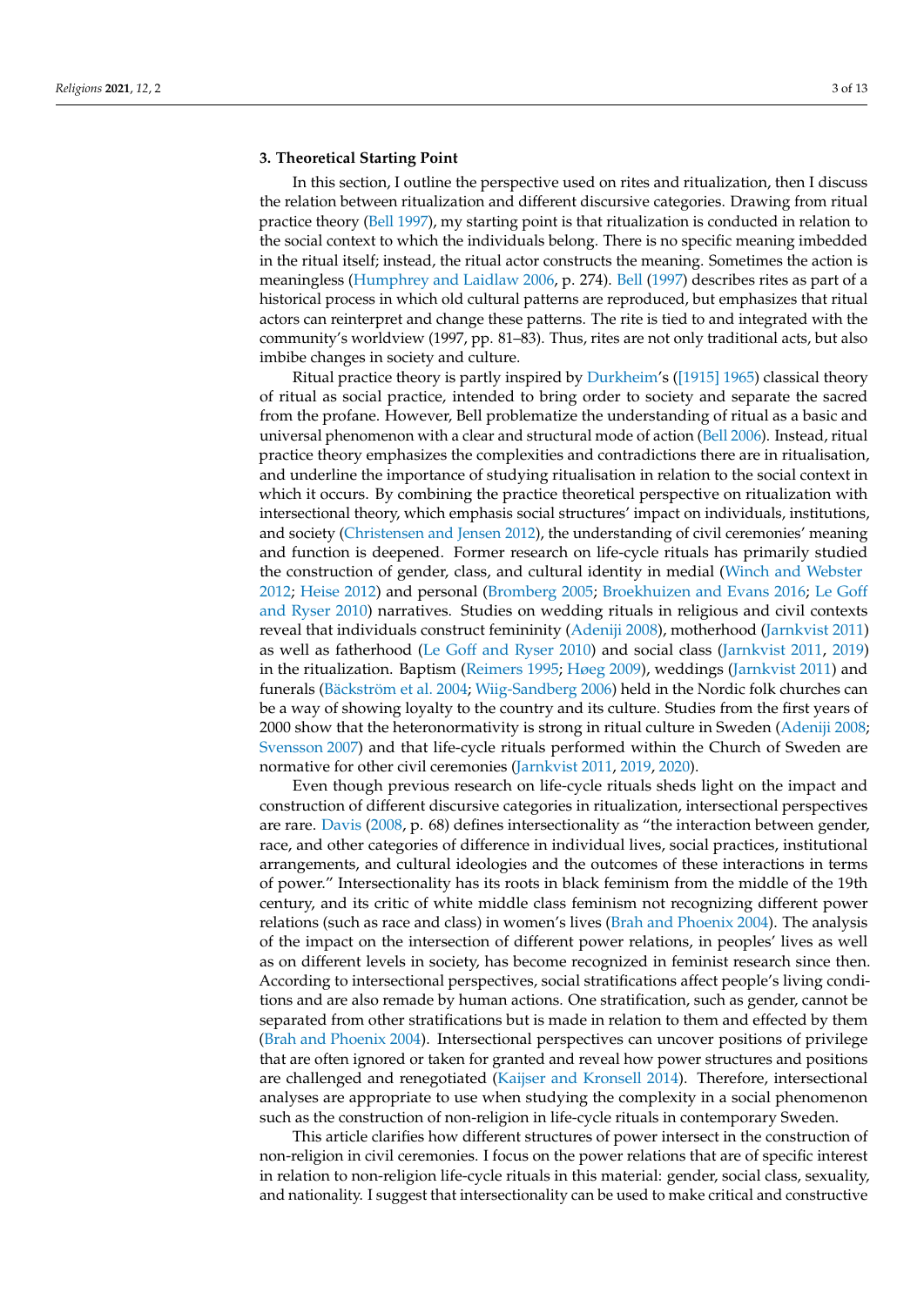## 3. Theoretical Starting Point

In this section, I outline the perspective used on rites and ritualization, then I discuss the relation between ritualization and different discursive categories. Drawing from ritual practice theory (Bell 1997), my starting point is that ritualization is conducted in relation to the social context to which the individuals belong. There is no specific meaning imbedded in the ritual itself; instead, the ritual actor constructs the meaning. Sometimes the action is meaningless (Humphrey and Laidlaw 2006, p. 274). Bell (1997) describes rites as part of a historical process in which old cultural patterns are reproduced, but emphasizes that ritual actors can reinterpret and change these patterns. The rite is tied to and integrated with the community's worldview (1997, pp. 81–83). Thus, rites are not only traditional acts, but also imbibe changes in society and culture.

Ritual practice theory is partly inspired by Durkheim's ([1915] 1965) classical theory of ritual as social practice, intended to bring order to society and separate the sacred from the profane. However, Bell problematize the understanding of ritual as a basic and universal phenomenon with a clear and structural mode of action (Bell 2006). Instead, ritual practice theory emphasizes the complexities and contradictions there are in ritualisation, and underline the importance of studying ritualisation in relation to the social context in which it occurs. By combining the practice theoretical perspective on ritualization with intersectional theory, which emphasis social structures' impact on individuals, institutions, and society (Christensen and Jensen 2012), the understanding of civil ceremonies' meaning and function is deepened. Former research on life-cycle rituals has primarily studied the construction of gender, class, and cultural identity in medial (Winch and Webster 2012; Heise 2012) and personal (Bromberg 2005; Broekhuizen and Evans 2016; Le Goff and Ryser 2010) narratives. Studies on wedding rituals in religious and civil contexts reveal that individuals construct femininity (Adeniji 2008), motherhood (Jarnkvist 2011) as well as fatherhood (Le Goff and Ryser 2010) and social class (Jarnkvist 2011, 2019) in the ritualization. Baptism (Reimers 1995; Høeg 2009), weddings (Jarnkvist 2011) and funerals (Bäckström et al. 2004; Wiig-Sandberg 2006) held in the Nordic folk churches can be a way of showing loyalty to the country and its culture. Studies from the first years of 2000 show that the heteronormativity is strong in ritual culture in Sweden (Adeniji 2008; Svensson 2007) and that life-cycle rituals performed within the Church of Sweden are normative for other civil ceremonies (Jarnkvist 2011, 2019, 2020).

Even though previous research on life-cycle rituals sheds light on the impact and construction of different discursive categories in ritualization, intersectional perspectives are rare. Davis (2008, p. 68) defines intersectionality as "the interaction between gender, race, and other categories of difference in individual lives, social practices, institutional arrangements, and cultural ideologies and the outcomes of these interactions in terms of power." Intersectionality has its roots in black feminism from the middle of the 19th century, and its critic of white middle class feminism not recognizing different power relations (such as race and class) in women's lives (Brah and Phoenix 2004). The analysis of the impact on the intersection of different power relations, in peoples' lives as well as on different levels in society, has become recognized in feminist research since then. According to intersectional perspectives, social stratifications affect people's living conditions and are also remade by human actions. One stratification, such as gender, cannot be separated from other stratifications but is made in relation to them and effected by them (Brah and Phoenix 2004). Intersectional perspectives can uncover positions of privilege that are often ignored or taken for granted and reveal how power structures and positions are challenged and renegotiated (Kaijser and Kronsell 2014). Therefore, intersectional analyses are appropriate to use when studying the complexity in a social phenomenon such as the construction of non-religion in life-cycle rituals in contemporary Sweden.

This article clarifies how different structures of power intersect in the construction of non-religion in civil ceremonies. I focus on the power relations that are of specific interest in relation to non-religion life-cycle rituals in this material: gender, social class, sexuality, and nationality. I suggest that intersectionality can be used to make critical and constructive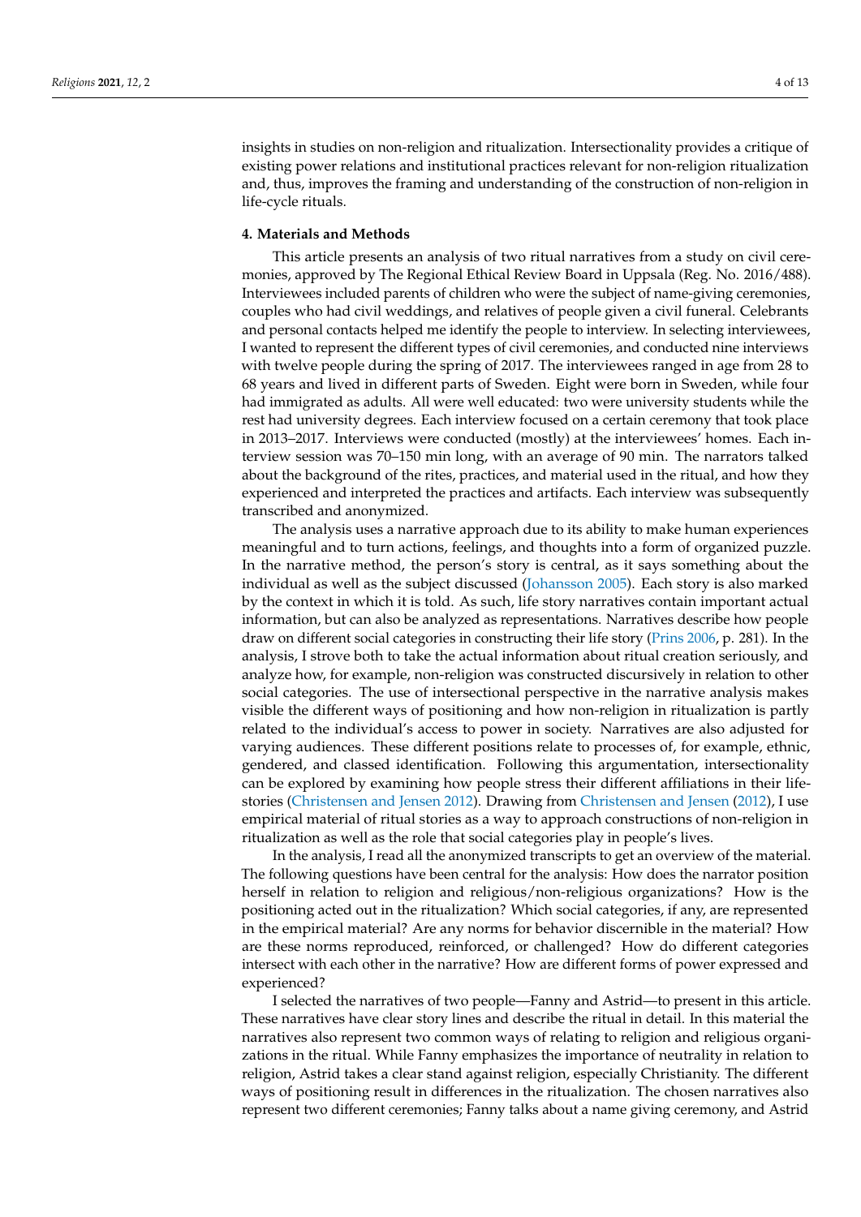insights in studies on non-religion and ritualization. Intersectionality provides a critique of existing power relations and institutional practices relevant for non-religion ritualization and, thus, improves the framing and understanding of the construction of non-religion in life-cycle rituals.

## 4. Materials and Methods

This article presents an analysis of two ritual narratives from a study on civil ceremonies, approved by The Regional Ethical Review Board in Uppsala (Reg. No. 2016/488). Interviewees included parents of children who were the subject of name-giving ceremonies, couples who had civil weddings, and relatives of people given a civil funeral. Celebrants and personal contacts helped me identify the people to interview. In selecting interviewees, I wanted to represent the different types of civil ceremonies, and conducted nine interviews with twelve people during the spring of 2017. The interviewees ranged in age from 28 to 68 years and lived in different parts of Sweden. Eight were born in Sweden, while four had immigrated as adults. All were well educated: two were university students while the rest had university degrees. Each interview focused on a certain ceremony that took place in 2013–2017. Interviews were conducted (mostly) at the interviewees' homes. Each interview session was 70–150 min long, with an average of 90 min. The narrators talked about the background of the rites, practices, and material used in the ritual, and how they experienced and interpreted the practices and artifacts. Each interview was subsequently transcribed and anonymized.

The analysis uses a narrative approach due to its ability to make human experiences meaningful and to turn actions, feelings, and thoughts into a form of organized puzzle. In the narrative method, the person's story is central, as it says something about the individual as well as the subject discussed (Johansson 2005). Each story is also marked by the context in which it is told. As such, life story narratives contain important actual information, but can also be analyzed as representations. Narratives describe how people draw on different social categories in constructing their life story (Prins 2006, p. 281). In the analysis, I strove both to take the actual information about ritual creation seriously, and analyze how, for example, non-religion was constructed discursively in relation to other social categories. The use of intersectional perspective in the narrative analysis makes visible the different ways of positioning and how non-religion in ritualization is partly related to the individual's access to power in society. Narratives are also adjusted for varying audiences. These different positions relate to processes of, for example, ethnic, gendered, and classed identification. Following this argumentation, intersectionality can be explored by examining how people stress their different affiliations in their life-stories (Christensen and Jensen 2012). Drawing from Christensen and Jensen (2012), I use empirical material of ritual stories as a way to approach constructions of non-religion in ritualization as well as the role that social categories play in people's lives.

In the analysis, I read all the anonymized transcripts to get an overview of the material. The following questions have been central for the analysis: How does the narrator position herself in relation to religion and religious/non-religious organizations? How is the positioning acted out in the ritualization? Which social categories, if any, are represented in the empirical material? Are any norms for behavior discernible in the material? How are these norms reproduced, reinforced, or challenged? How do different categories intersect with each other in the narrative? How are different forms of power expressed and experienced?

I selected the narratives of two people—Fanny and Astrid—to present in this article. These narratives have clear story lines and describe the ritual in detail. In this material the narratives also represent two common ways of relating to religion and religious organizations in the ritual. While Fanny emphasizes the importance of neutrality in relation to religion, Astrid takes a clear stand against religion, especially Christianity. The different ways of positioning result in differences in the ritualization. The chosen narratives also represent two different ceremonies; Fanny talks about a name giving ceremony, and Astrid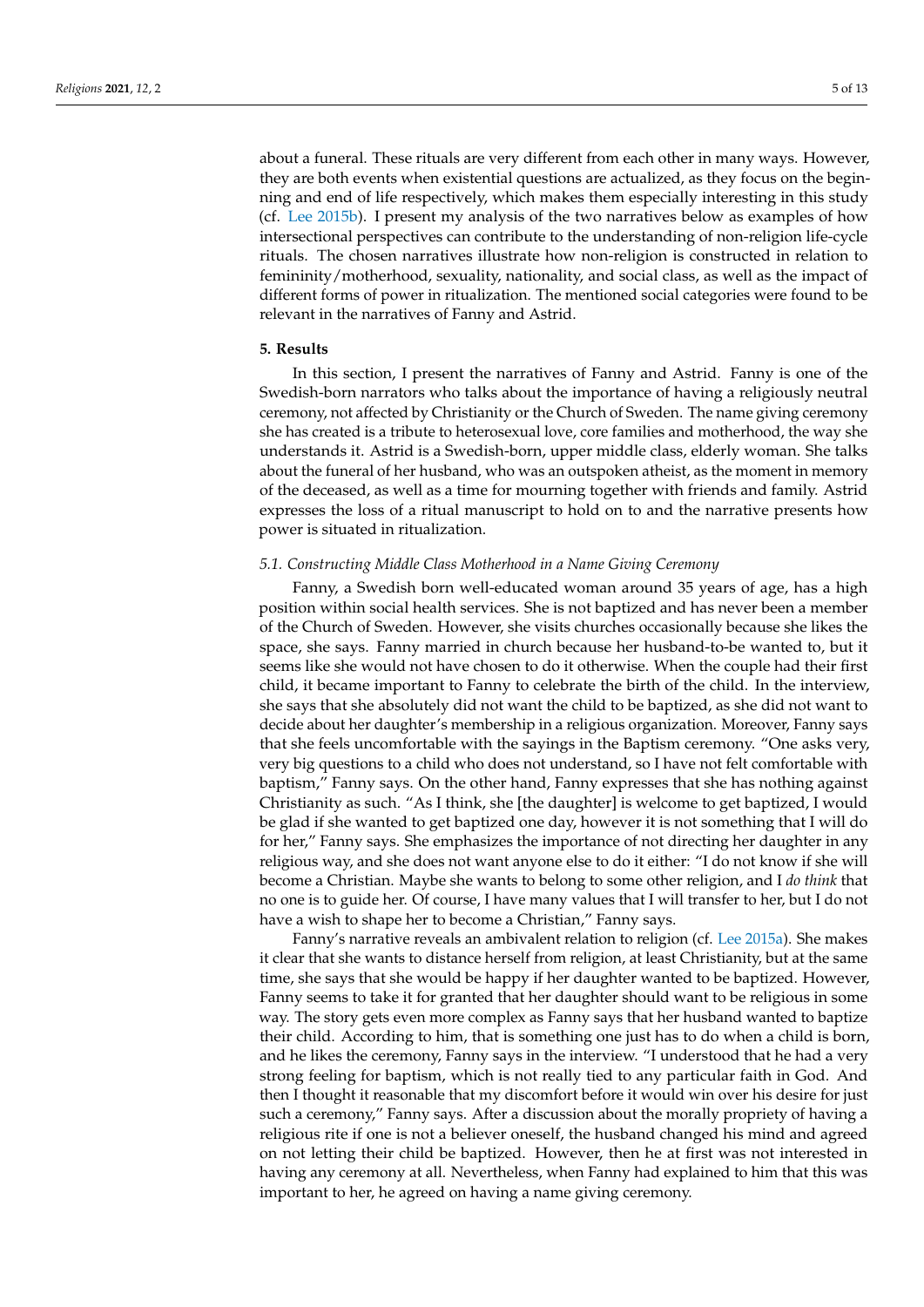about a funeral. These rituals are very different from each other in many ways. However, they are both events when existential questions are actualized, as they focus on the beginning and end of life respectively, which makes them especially interesting in this study (cf. Lee 2015b). I present my analysis of the two narratives below as examples of how intersectional perspectives can contribute to the understanding of non-religion life-cycle rituals. The chosen narratives illustrate how non-religion is constructed in relation to femininity/motherhood, sexuality, nationality, and social class, as well as the impact of different forms of power in ritualization. The mentioned social categories were found to be relevant in the narratives of Fanny and Astrid.

## 5. Results

In this section, I present the narratives of Fanny and Astrid. Fanny is one of the Swedish-born narrators who talks about the importance of having a religiously neutral ceremony, not affected by Christianity or the Church of Sweden. The name giving ceremony she has created is a tribute to heterosexual love, core families and motherhood, the way she understands it. Astrid is a Swedish-born, upper middle class, elderly woman. She talks about the funeral of her husband, who was an outspoken atheist, as the moment in memory of the deceased, as well as a time for mourning together with friends and family. Astrid expresses the loss of a ritual manuscript to hold on to and the narrative presents how power is situated in ritualization.

### *5.1. Constructing Middle Class Motherhood in a Name Giving Ceremony*

Fanny, a Swedish born well-educated woman around 35 years of age, has a high position within social health services. She is not baptized and has never been a member of the Church of Sweden. However, she visits churches occasionally because she likes the space, she says. Fanny married in church because her husband-to-be wanted to, but it seems like she would not have chosen to do it otherwise. When the couple had their first child, it became important to Fanny to celebrate the birth of the child. In the interview, she says that she absolutely did not want the child to be baptized, as she did not want to decide about her daughter's membership in a religious organization. Moreover, Fanny says that she feels uncomfortable with the sayings in the Baptism ceremony. "One asks very, very big questions to a child who does not understand, so I have not felt comfortable with baptism," Fanny says. On the other hand, Fanny expresses that she has nothing against Christianity as such. "As I think, she [the daughter] is welcome to get baptized, I would be glad if she wanted to get baptized one day, however it is not something that I will do for her," Fanny says. She emphasizes the importance of not directing her daughter in any religious way, and she does not want anyone else to do it either: "I do not know if she will become a Christian. Maybe she wants to belong to some other religion, and I *do think* that no one is to guide her. Of course, I have many values that I will transfer to her, but I do not have a wish to shape her to become a Christian," Fanny says.

Fanny's narrative reveals an ambivalent relation to religion (cf. Lee 2015a). She makes it clear that she wants to distance herself from religion, at least Christianity, but at the same time, she says that she would be happy if her daughter wanted to be baptized. However, Fanny seems to take it for granted that her daughter should want to be religious in some way. The story gets even more complex as Fanny says that her husband wanted to baptize their child. According to him, that is something one just has to do when a child is born, and he likes the ceremony, Fanny says in the interview. "I understood that he had a very strong feeling for baptism, which is not really tied to any particular faith in God. And then I thought it reasonable that my discomfort before it would win over his desire for just such a ceremony," Fanny says. After a discussion about the morally propriety of having a religious rite if one is not a believer oneself, the husband changed his mind and agreed on not letting their child be baptized. However, then he at first was not interested in having any ceremony at all. Nevertheless, when Fanny had explained to him that this was important to her, he agreed on having a name giving ceremony.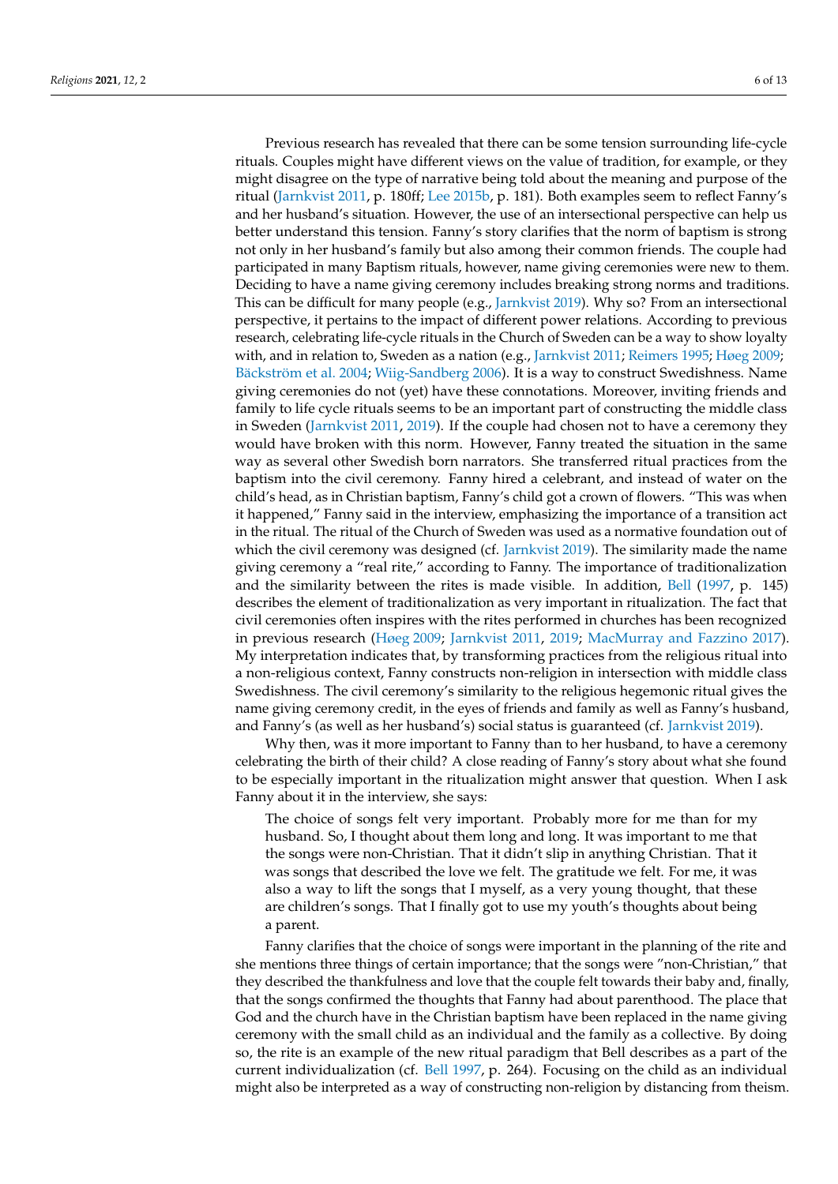Previous research has revealed that there can be some tension surrounding life-cycle rituals. Couples might have different views on the value of tradition, for example, or they might disagree on the type of narrative being told about the meaning and purpose of the ritual (Jarnkvist 2011, p. 180ff; Lee 2015b, p. 181). Both examples seem to reflect Fanny's and her husband's situation. However, the use of an intersectional perspective can help us better understand this tension. Fanny's story clarifies that the norm of baptism is strong not only in her husband's family but also among their common friends. The couple had participated in many Baptism rituals, however, name giving ceremonies were new to them. Deciding to have a name giving ceremony includes breaking strong norms and traditions. This can be difficult for many people (e.g., Jarnkvist 2019). Why so? From an intersectional perspective, it pertains to the impact of different power relations. According to previous research, celebrating life-cycle rituals in the Church of Sweden can be a way to show loyalty with, and in relation to, Sweden as a nation (e.g., Jarnkvist 2011; Reimers 1995; Høeg 2009; Bäckström et al. 2004; Wiig-Sandberg 2006). It is a way to construct Swedishness. Name giving ceremonies do not (yet) have these connotations. Moreover, inviting friends and family to life cycle rituals seems to be an important part of constructing the middle class in Sweden (Jarnkvist 2011, 2019). If the couple had chosen not to have a ceremony they would have broken with this norm. However, Fanny treated the situation in the same way as several other Swedish born narrators. She transferred ritual practices from the baptism into the civil ceremony. Fanny hired a celebrant, and instead of water on the child's head, as in Christian baptism, Fanny's child got a crown of flowers. "This was when it happened," Fanny said in the interview, emphasizing the importance of a transition act in the ritual. The ritual of the Church of Sweden was used as a normative foundation out of which the civil ceremony was designed (cf. Jarnkvist 2019). The similarity made the name giving ceremony a "real rite," according to Fanny. The importance of traditionalization and the similarity between the rites is made visible. In addition, Bell (1997, p. 145) describes the element of traditionalization as very important in ritualization. The fact that civil ceremonies often inspires with the rites performed in churches has been recognized in previous research (Høeg 2009; Jarnkvist 2011, 2019; MacMurray and Fazzino 2017). My interpretation indicates that, by transforming practices from the religious ritual into a non-religious context, Fanny constructs non-religion in intersection with middle class Swedishness. The civil ceremony's similarity to the religious hegemonic ritual gives the name giving ceremony credit, in the eyes of friends and family as well as Fanny's husband, and Fanny's (as well as her husband's) social status is guaranteed (cf. Jarnkvist 2019).

Why then, was it more important to Fanny than to her husband, to have a ceremony celebrating the birth of their child? A close reading of Fanny's story about what she found to be especially important in the ritualization might answer that question. When I ask Fanny about it in the interview, she says:

> The choice of songs felt very important. Probably more for me than for my husband. So, I thought about them long and long. It was important to me that the songs were non-Christian. That it didn't slip in anything Christian. That it was songs that described the love we felt. The gratitude we felt. For me, it was also a way to lift the songs that I myself, as a very young thought, that these are children's songs. That I finally got to use my youth's thoughts about being a parent.

Fanny clarifies that the choice of songs were important in the planning of the rite and she mentions three things of certain importance; that the songs were "non-Christian," that they described the thankfulness and love that the couple felt towards their baby and, finally, that the songs confirmed the thoughts that Fanny had about parenthood. The place that God and the church have in the Christian baptism have been replaced in the name giving ceremony with the small child as an individual and the family as a collective. By doing so, the rite is an example of the new ritual paradigm that Bell describes as a part of the current individualization (cf. Bell 1997, p. 264). Focusing on the child as an individual might also be interpreted as a way of constructing non-religion by distancing from theism.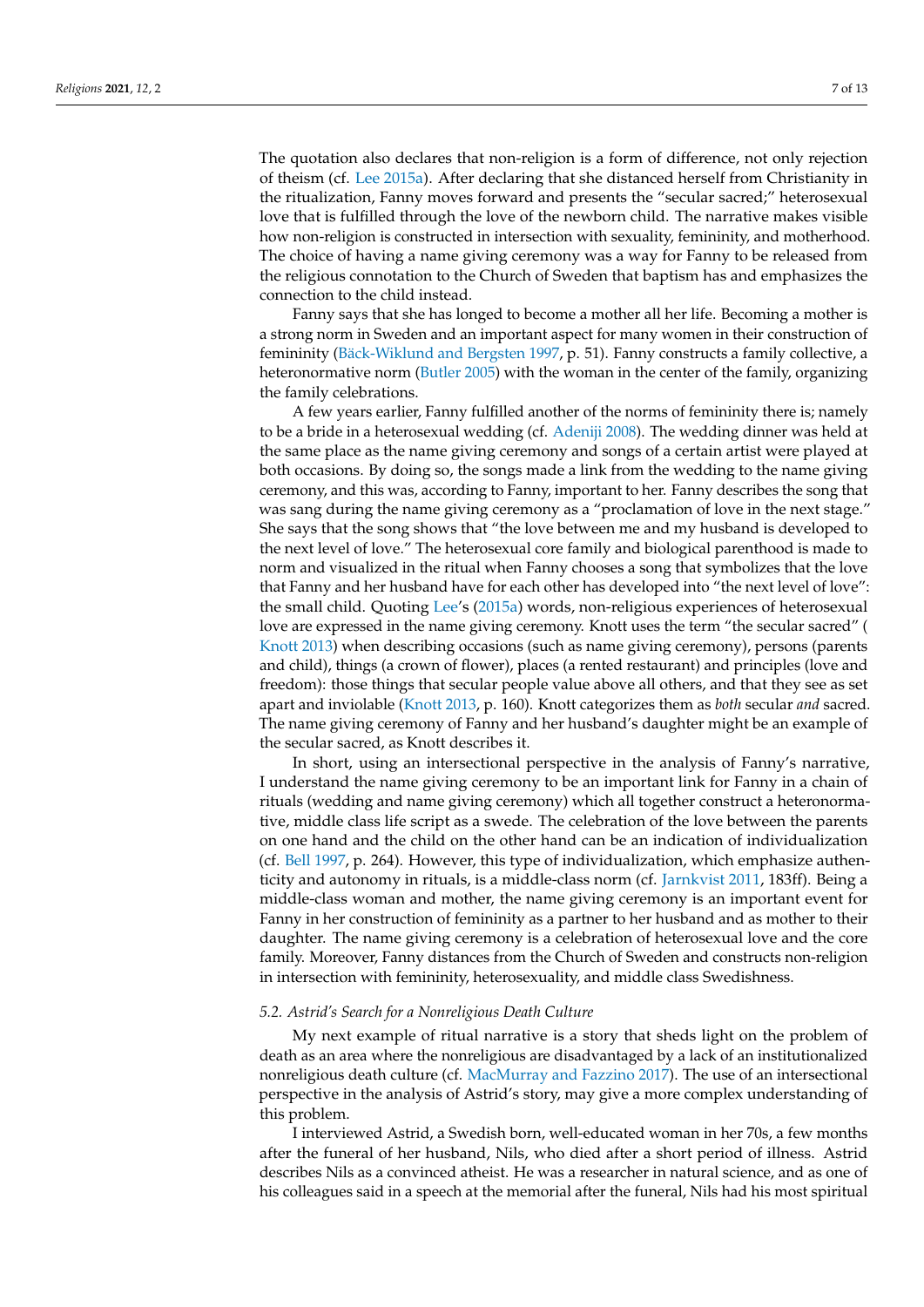The quotation also declares that non-religion is a form of difference, not only rejection of theism (cf. Lee 2015a). After declaring that she distanced herself from Christianity in the ritualization, Fanny moves forward and presents the "secular sacred;" heterosexual love that is fulfilled through the love of the newborn child. The narrative makes visible how non-religion is constructed in intersection with sexuality, femininity, and motherhood. The choice of having a name giving ceremony was a way for Fanny to be released from the religious connotation to the Church of Sweden that baptism has and emphasizes the connection to the child instead.

Fanny says that she has longed to become a mother all her life. Becoming a mother is a strong norm in Sweden and an important aspect for many women in their construction of femininity (Bäck-Wiklund and Bergsten 1997, p. 51). Fanny constructs a family collective, a heteronormative norm (Butler 2005) with the woman in the center of the family, organizing the family celebrations.

A few years earlier, Fanny fulfilled another of the norms of femininity there is; namely to be a bride in a heterosexual wedding (cf. Adeniji 2008). The wedding dinner was held at the same place as the name giving ceremony and songs of a certain artist were played at both occasions. By doing so, the songs made a link from the wedding to the name giving ceremony, and this was, according to Fanny, important to her. Fanny describes the song that was sang during the name giving ceremony as a "proclamation of love in the next stage." She says that the song shows that "the love between me and my husband is developed to the next level of love." The heterosexual core family and biological parenthood is made to norm and visualized in the ritual when Fanny chooses a song that symbolizes that the love that Fanny and her husband have for each other has developed into "the next level of love": the small child. Quoting Lee's (2015a) words, non-religious experiences of heterosexual love are expressed in the name giving ceremony. Knott uses the term "the secular sacred" (Knott 2013) when describing occasions (such as name giving ceremony), persons (parents and child), things (a crown of flower), places (a rented restaurant) and principles (love and freedom): those things that secular people value above all others, and that they see as set apart and inviolable (Knott 2013, p. 160). Knott categorizes them as *both* secular *and* sacred. The name giving ceremony of Fanny and her husband's daughter might be an example of the secular sacred, as Knott describes it.

In short, using an intersectional perspective in the analysis of Fanny's narrative, I understand the name giving ceremony to be an important link for Fanny in a chain of rituals (wedding and name giving ceremony) which all together construct a heteronormative, middle class life script as a swede. The celebration of the love between the parents on one hand and the child on the other hand can be an indication of individualization (cf. Bell 1997, p. 264). However, this type of individualization, which emphasize authenticity and autonomy in rituals, is a middle-class norm (cf. Jarnkvist 2011, 183ff). Being a middle-class woman and mother, the name giving ceremony is an important event for Fanny in her construction of femininity as a partner to her husband and as mother to their daughter. The name giving ceremony is a celebration of heterosexual love and the core family. Moreover, Fanny distances from the Church of Sweden and constructs non-religion in intersection with femininity, heterosexuality, and middle class Swedishness.

### 5.2. Astrid's Search for a Nonreligious Death Culture

My next example of ritual narrative is a story that sheds light on the problem of death as an area where the nonreligious are disadvantaged by a lack of an institutionalized nonreligious death culture (cf. MacMurray and Fazzino 2017). The use of an intersectional perspective in the analysis of Astrid's story, may give a more complex understanding of this problem.

I interviewed Astrid, a Swedish born, well-educated woman in her 70s, a few months after the funeral of her husband, Nils, who died after a short period of illness. Astrid describes Nils as a convinced atheist. He was a researcher in natural science, and as one of his colleagues said in a speech at the memorial after the funeral, Nils had his most spiritual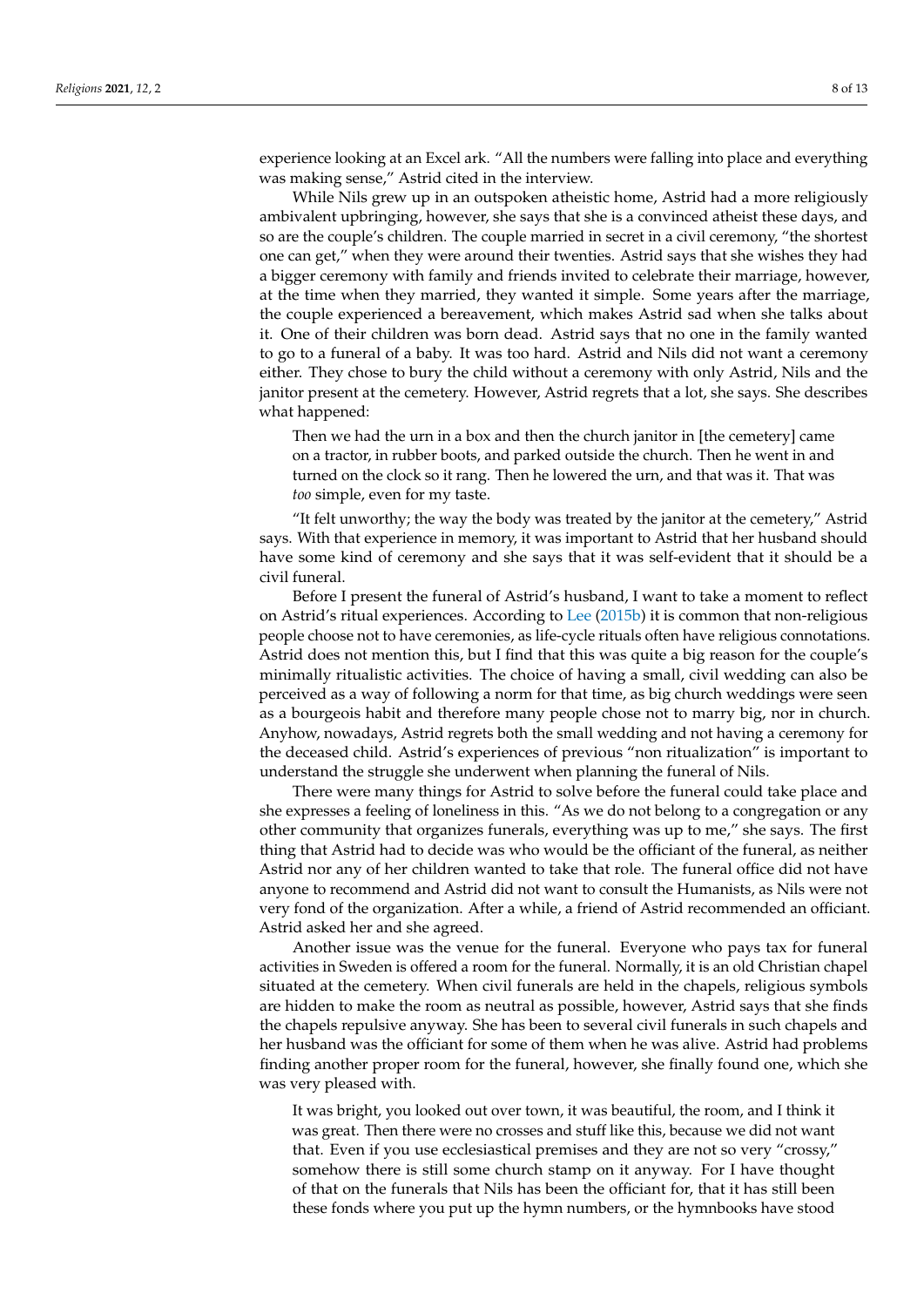experience looking at an Excel ark. "All the numbers were falling into place and everything was making sense," Astrid cited in the interview.

While Nils grew up in an outspoken atheistic home, Astrid had a more religiously ambivalent upbringing, however, she says that she is a convinced atheist these days, and so are the couple's children. The couple married in secret in a civil ceremony, "the shortest one can get," when they were around their twenties. Astrid says that she wishes they had a bigger ceremony with family and friends invited to celebrate their marriage, however, at the time when they married, they wanted it simple. Some years after the marriage, the couple experienced a bereavement, which makes Astrid sad when she talks about it. One of their children was born dead. Astrid says that no one in the family wanted to go to a funeral of a baby. It was too hard. Astrid and Nils did not want a ceremony either. They chose to bury the child without a ceremony with only Astrid, Nils and the janitor present at the cemetery. However, Astrid regrets that a lot, she says. She describes what happened:

> Then we had the urn in a box and then the church janitor in [the cemetery] came on a tractor, in rubber boots, and parked outside the church. Then he went in and turned on the clock so it rang. Then he lowered the urn, and that was it. That was *too* simple, even for my taste.

"It felt unworthy; the way the body was treated by the janitor at the cemetery," Astrid says. With that experience in memory, it was important to Astrid that her husband should have some kind of ceremony and she says that it was self-evident that it should be a civil funeral.

Before I present the funeral of Astrid's husband, I want to take a moment to reflect on Astrid's ritual experiences. According to Lee (2015b) it is common that non-religious people choose not to have ceremonies, as life-cycle rituals often have religious connotations. Astrid does not mention this, but I find that this was quite a big reason for the couple's minimally ritualistic activities. The choice of having a small, civil wedding can also be perceived as a way of following a norm for that time, as big church weddings were seen as a bourgeois habit and therefore many people chose not to marry big, nor in church. Anyhow, nowadays, Astrid regrets both the small wedding and not having a ceremony for the deceased child. Astrid's experiences of previous "non ritualization" is important to understand the struggle she underwent when planning the funeral of Nils.

There were many things for Astrid to solve before the funeral could take place and she expresses a feeling of loneliness in this. "As we do not belong to a congregation or any other community that organizes funerals, everything was up to me," she says. The first thing that Astrid had to decide was who would be the officiant of the funeral, as neither Astrid nor any of her children wanted to take that role. The funeral office did not have anyone to recommend and Astrid did not want to consult the Humanists, as Nils were not very fond of the organization. After a while, a friend of Astrid recommended an officiant. Astrid asked her and she agreed.

Another issue was the venue for the funeral. Everyone who pays tax for funeral activities in Sweden is offered a room for the funeral. Normally, it is an old Christian chapel situated at the cemetery. When civil funerals are held in the chapels, religious symbols are hidden to make the room as neutral as possible, however, Astrid says that she finds the chapels repulsive anyway. She has been to several civil funerals in such chapels and her husband was the officiant for some of them when he was alive. Astrid had problems finding another proper room for the funeral, however, she finally found one, which she was very pleased with.

> It was bright, you looked out over town, it was beautiful, the room, and I think it was great. Then there were no crosses and stuff like this, because we did not want that. Even if you use ecclesiastical premises and they are not so very "crossy," somehow there is still some church stamp on it anyway. For I have thought of that on the funerals that Nils has been the officiant for, that it has still been these fonds where you put up the hymn numbers, or the hymnbooks have stood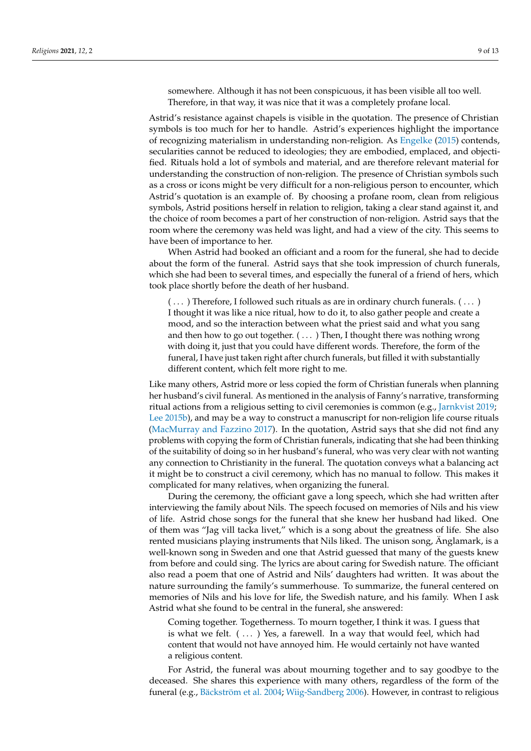somewhere. Although it has not been conspicuous, it has been visible all too well. Therefore, in that way, it was nice that it was a completely profane local.

Astrid's resistance against chapels is visible in the quotation. The presence of Christian symbols is too much for her to handle. Astrid's experiences highlight the importance of recognizing materialism in understanding non-religion. As Engelke (2015) contends, secularities cannot be reduced to ideologies; they are embodied, emplaced, and objectified. Rituals hold a lot of symbols and material, and are therefore relevant material for understanding the construction of non-religion. The presence of Christian symbols such as a cross or icons might be very difficult for a non-religious person to encounter, which Astrid's quotation is an example of. By choosing a profane room, clean from religious symbols, Astrid positions herself in relation to religion, taking a clear stand against it, and the choice of room becomes a part of her construction of non-religion. Astrid says that the room where the ceremony was held was light, and had a view of the city. This seems to have been of importance to her.

When Astrid had booked an officiant and a room for the funeral, she had to decide about the form of the funeral. Astrid says that she took impression of church funerals, which she had been to several times, and especially the funeral of a friend of hers, which took place shortly before the death of her husband.

> ( ... ) Therefore, I followed such rituals as are in ordinary church funerals. ( ... ) I thought it was like a nice ritual, how to do it, to also gather people and create a mood, and so the interaction between what the priest said and what you sang and then how to go out together. ( ... ) Then, I thought there was nothing wrong with doing it, just that you could have different words. Therefore, the form of the funeral, I have just taken right after church funerals, but filled it with substantially different content, which felt more right to me.

Like many others, Astrid more or less copied the form of Christian funerals when planning her husband's civil funeral. As mentioned in the analysis of Fanny's narrative, transforming ritual actions from a religious setting to civil ceremonies is common (e.g., Jarnkvist 2019; Lee 2015b), and may be a way to construct a manuscript for non-religion life course rituals (MacMurray and Fazzino 2017). In the quotation, Astrid says that she did not find any problems with copying the form of Christian funerals, indicating that she had been thinking of the suitability of doing so in her husband's funeral, who was very clear with not wanting any connection to Christianity in the funeral. The quotation conveys what a balancing act it might be to construct a civil ceremony, which has no manual to follow. This makes it complicated for many relatives, when organizing the funeral.

During the ceremony, the officiant gave a long speech, which she had written after interviewing the family about Nils. The speech focused on memories of Nils and his view of life. Astrid chose songs for the funeral that she knew her husband had liked. One of them was "Jag vill tacka livet," which is a song about the greatness of life. She also rented musicians playing instruments that Nils liked. The unison song, Änglamark, is a well-known song in Sweden and one that Astrid guessed that many of the guests knew from before and could sing. The lyrics are about caring for Swedish nature. The officiant also read a poem that one of Astrid and Nils' daughters had written. It was about the nature surrounding the family's summerhouse. To summarize, the funeral centered on memories of Nils and his love for life, the Swedish nature, and his family. When I ask Astrid what she found to be central in the funeral, she answered:

> Coming together. Togetherness. To mourn together, I think it was. I guess that is what we felt. ( ... ) Yes, a farewell. In a way that would feel, which had content that would not have annoyed him. He would certainly not have wanted a religious content.

For Astrid, the funeral was about mourning together and to say goodbye to the deceased. She shares this experience with many others, regardless of the form of the funeral (e.g., Bäckström et al. 2004; Wiig-Sandberg 2006). However, in contrast to religious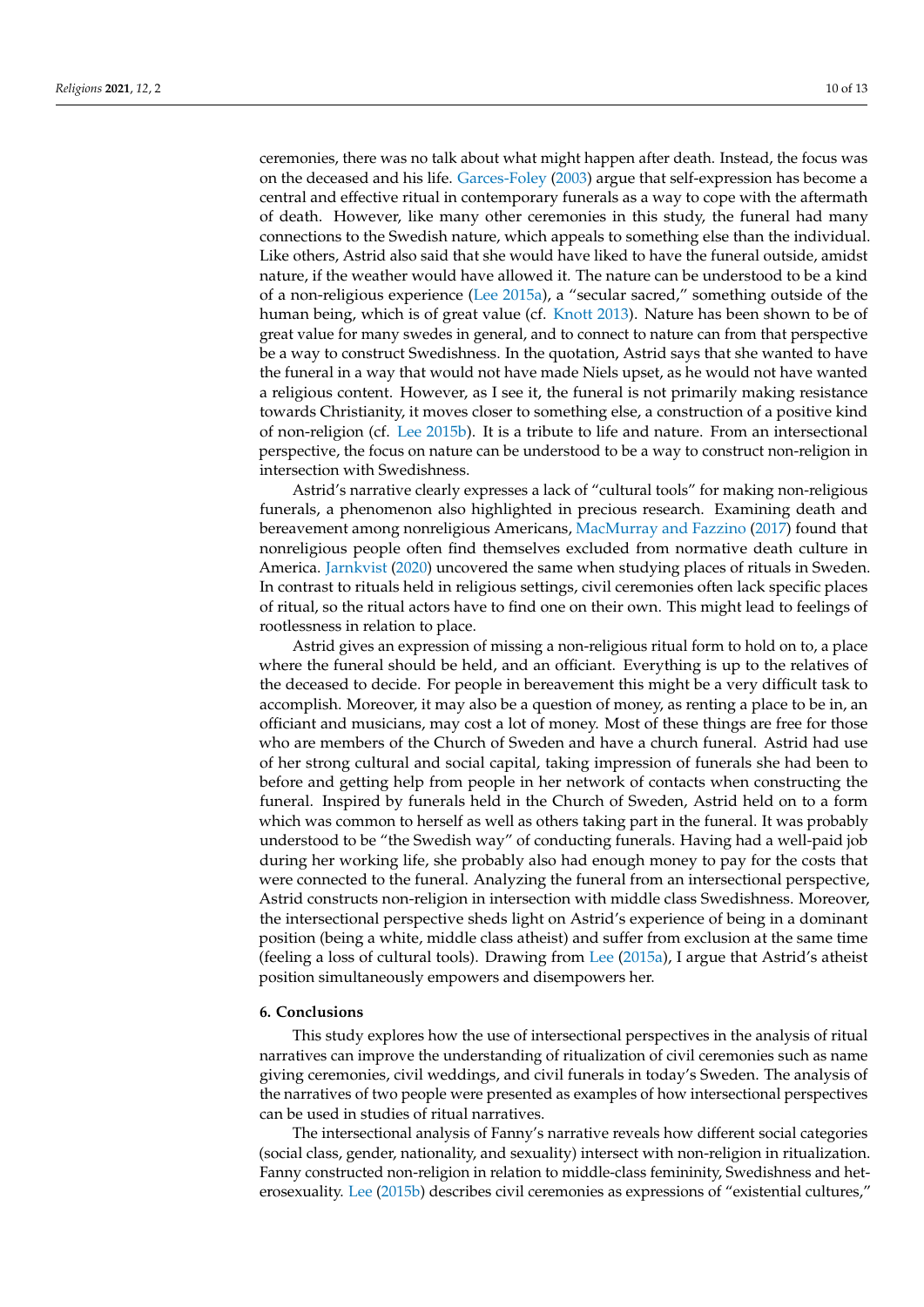ceremonies, there was no talk about what might happen after death. Instead, the focus was on the deceased and his life. Garces-Foley (2003) argue that self-expression has become a central and effective ritual in contemporary funerals as a way to cope with the aftermath of death. However, like many other ceremonies in this study, the funeral had many connections to the Swedish nature, which appeals to something else than the individual. Like others, Astrid also said that she would have liked to have the funeral outside, amidst nature, if the weather would have allowed it. The nature can be understood to be a kind of a non-religious experience (Lee 2015a), a "secular sacred," something outside of the human being, which is of great value (cf. Knott 2013). Nature has been shown to be of great value for many swedes in general, and to connect to nature can from that perspective be a way to construct Swedishness. In the quotation, Astrid says that she wanted to have the funeral in a way that would not have made Niels upset, as he would not have wanted a religious content. However, as I see it, the funeral is not primarily making resistance towards Christianity, it moves closer to something else, a construction of a positive kind of non-religion (cf. Lee 2015b). It is a tribute to life and nature. From an intersectional perspective, the focus on nature can be understood to be a way to construct non-religion in intersection with Swedishness.

Astrid's narrative clearly expresses a lack of "cultural tools" for making non-religious funerals, a phenomenon also highlighted in precious research. Examining death and bereavement among nonreligious Americans, MacMurray and Fazzino (2017) found that nonreligious people often find themselves excluded from normative death culture in America. Jarnkvist (2020) uncovered the same when studying places of rituals in Sweden. In contrast to rituals held in religious settings, civil ceremonies often lack specific places of ritual, so the ritual actors have to find one on their own. This might lead to feelings of rootlessness in relation to place.

Astrid gives an expression of missing a non-religious ritual form to hold on to, a place where the funeral should be held, and an officiant. Everything is up to the relatives of the deceased to decide. For people in bereavement this might be a very difficult task to accomplish. Moreover, it may also be a question of money, as renting a place to be in, an officiant and musicians, may cost a lot of money. Most of these things are free for those who are members of the Church of Sweden and have a church funeral. Astrid had use of her strong cultural and social capital, taking impression of funerals she had been to before and getting help from people in her network of contacts when constructing the funeral. Inspired by funerals held in the Church of Sweden, Astrid held on to a form which was common to herself as well as others taking part in the funeral. It was probably understood to be "the Swedish way" of conducting funerals. Having had a well-paid job during her working life, she probably also had enough money to pay for the costs that were connected to the funeral. Analyzing the funeral from an intersectional perspective, Astrid constructs non-religion in intersection with middle class Swedishness. Moreover, the intersectional perspective sheds light on Astrid's experience of being in a dominant position (being a white, middle class atheist) and suffer from exclusion at the same time (feeling a loss of cultural tools). Drawing from Lee (2015a), I argue that Astrid's atheist position simultaneously empowers and disempowers her.

## 6. Conclusions

This study explores how the use of intersectional perspectives in the analysis of ritual narratives can improve the understanding of ritualization of civil ceremonies such as name giving ceremonies, civil weddings, and civil funerals in today's Sweden. The analysis of the narratives of two people were presented as examples of how intersectional perspectives can be used in studies of ritual narratives.

The intersectional analysis of Fanny's narrative reveals how different social categories (social class, gender, nationality, and sexuality) intersect with non-religion in ritualization. Fanny constructed non-religion in relation to middle-class femininity, Swedishness and heterosexuality. Lee (2015b) describes civil ceremonies as expressions of "existential cultures,"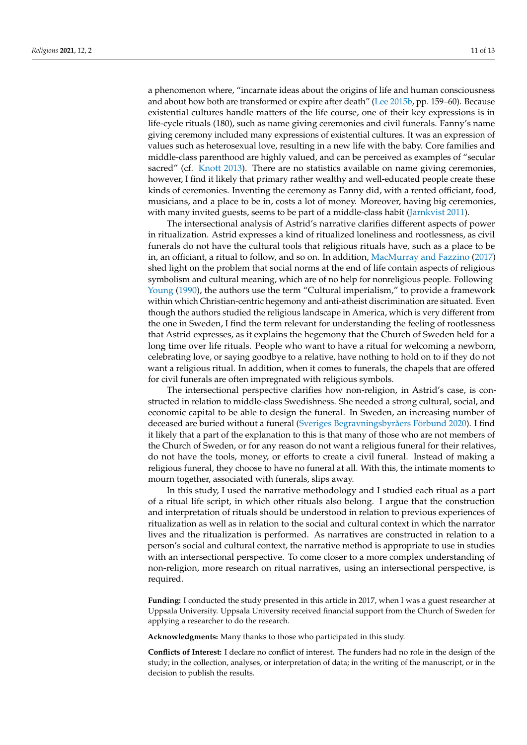a phenomenon where, "incarnate ideas about the origins of life and human consciousness and about how both are transformed or expire after death" (Lee 2015b, pp. 159–60). Because existential cultures handle matters of the life course, one of their key expressions is in life-cycle rituals (180), such as name giving ceremonies and civil funerals. Fanny's name giving ceremony included many expressions of existential cultures. It was an expression of values such as heterosexual love, resulting in a new life with the baby. Core families and middle-class parenthood are highly valued, and can be perceived as examples of "secular sacred" (cf. Knott 2013). There are no statistics available on name giving ceremonies, however, I find it likely that primary rather wealthy and well-educated people create these kinds of ceremonies. Inventing the ceremony as Fanny did, with a rented officiant, food, musicians, and a place to be in, costs a lot of money. Moreover, having big ceremonies, with many invited guests, seems to be part of a middle-class habit (Jarnkvist 2011).

The intersectional analysis of Astrid's narrative clarifies different aspects of power in ritualization. Astrid expresses a kind of ritualized loneliness and rootlessness, as civil funerals do not have the cultural tools that religious rituals have, such as a place to be in, an officiant, a ritual to follow, and so on. In addition, MacMurray and Fazzino (2017) shed light on the problem that social norms at the end of life contain aspects of religious symbolism and cultural meaning, which are of no help for nonreligious people. Following Young (1990), the authors use the term "Cultural imperialism," to provide a framework within which Christian-centric hegemony and anti-atheist discrimination are situated. Even though the authors studied the religious landscape in America, which is very different from the one in Sweden, I find the term relevant for understanding the feeling of rootlessness that Astrid expresses, as it explains the hegemony that the Church of Sweden held for a long time over life rituals. People who want to have a ritual for welcoming a newborn, celebrating love, or saying goodbye to a relative, have nothing to hold on to if they do not want a religious ritual. In addition, when it comes to funerals, the chapels that are offered for civil funerals are often impregnated with religious symbols.

The intersectional perspective clarifies how non-religion, in Astrid's case, is constructed in relation to middle-class Swedishness. She needed a strong cultural, social, and economic capital to be able to design the funeral. In Sweden, an increasing number of deceased are buried without a funeral (Sveriges Begravningsbyråers Förbund 2020). I find it likely that a part of the explanation to this is that many of those who are not members of the Church of Sweden, or for any reason do not want a religious funeral for their relatives, do not have the tools, money, or efforts to create a civil funeral. Instead of making a religious funeral, they choose to have no funeral at all. With this, the intimate moments to mourn together, associated with funerals, slips away.

In this study, I used the narrative methodology and I studied each ritual as a part of a ritual life script, in which other rituals also belong. I argue that the construction and interpretation of rituals should be understood in relation to previous experiences of ritualization as well as in relation to the social and cultural context in which the narrator lives and the ritualization is performed. As narratives are constructed in relation to a person's social and cultural context, the narrative method is appropriate to use in studies with an intersectional perspective. To come closer to a more complex understanding of non-religion, more research on ritual narratives, using an intersectional perspective, is required.

**Funding:** I conducted the study presented in this article in 2017, when I was a guest researcher at Uppsala University. Uppsala University received financial support from the Church of Sweden for applying a researcher to do the research.

**Acknowledgments:** Many thanks to those who participated in this study.

**Conflicts of Interest:** I declare no conflict of interest. The funders had no role in the design of the study; in the collection, analyses, or interpretation of data; in the writing of the manuscript, or in the decision to publish the results.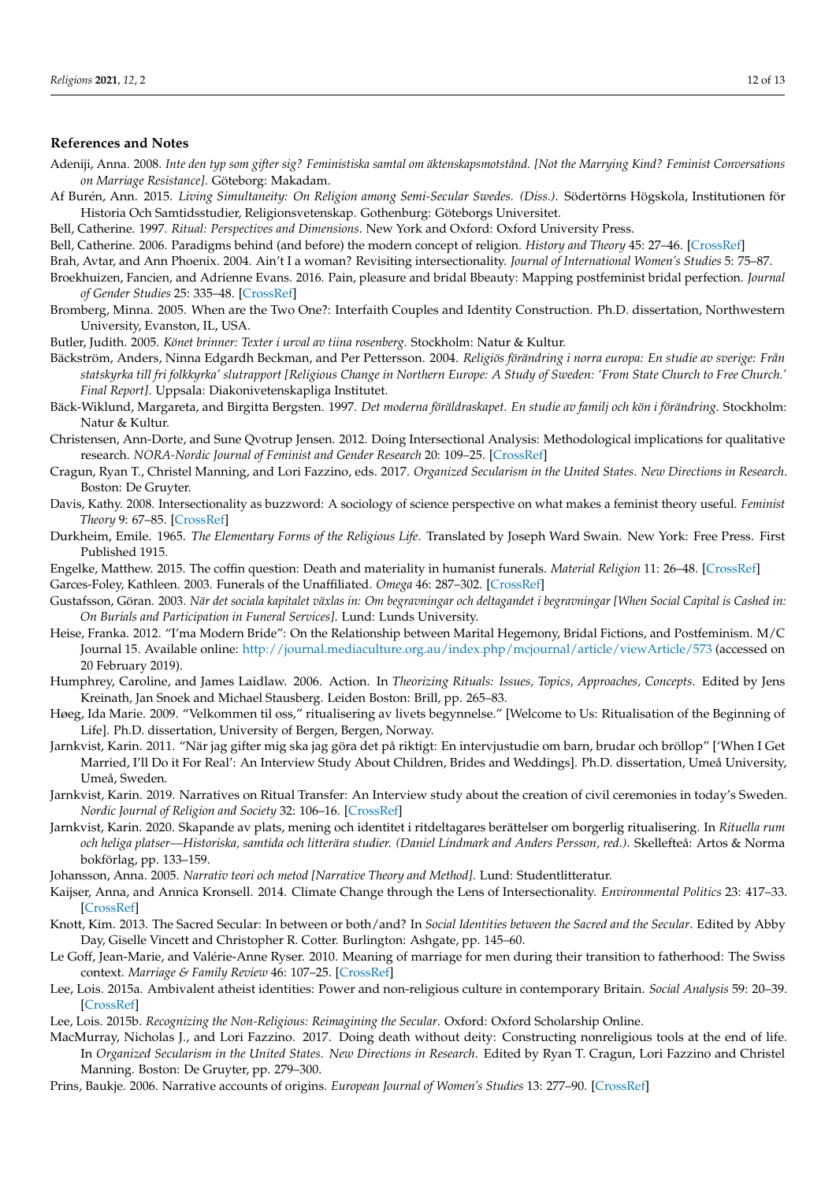## References and Notes

Adeniji, Anna. 2008. *Inte den typ som gifter sig? Feministiska samtal om äktenskapsmotstånd. [Not the Marrying Kind? Feminist Conversations on Marriage Resistance]*. Göteborg: Makadam.

Af Burén, Ann. 2015. *Living Simultaneity: On Religion among Semi-Secular Swedes. (Diss.)*. Södertörns Högskola, Institutionen för Historia Och Samtidsstudier, Religionsvetenskap. Gothenburg: Göteborgs Universitet.

Bell, Catherine. 1997. *Ritual: Perspectives and Dimensions*. New York and Oxford: Oxford University Press.

Bell, Catherine. 2006. Paradigms behind (and before) the modern concept of religion. *History and Theory* 45: 27–46. [CrossRef]

Brah, Avtar, and Ann Phoenix. 2004. Ain't I a woman? Revisiting intersectionality. *Journal of International Women's Studies* 5: 75–87.

Broekhuizen, Fancien, and Adrienne Evans. 2016. Pain, pleasure and bridal Bbeauty: Mapping postfeminist bridal perfection. *Journal of Gender Studies* 25: 335–48. [CrossRef]

Bromberg, Minna. 2005. When are the Two One?: Interfaith Couples and Identity Construction. Ph.D. dissertation, Northwestern University, Evanston, IL, USA.

Butler, Judith. 2005. *Könet brinner: Texter i urval av tiina rosenberg*. Stockholm: Natur & Kultur.

Bäckström, Anders, Ninna Edgardh Beckman, and Per Pettersson. 2004. *Religiös förändring i norra europa: En studie av sverige: Från statskyrka till fri folkkyrka' slutrapport [Religious Change in Northern Europe: A Study of Sweden: 'From State Church to Free Church.' Final Report]*. Uppsala: Diakonivetenskapliga Institutet.

Bäck-Wiklund, Margareta, and Birgitta Bergsten. 1997. *Det moderna föräldraskapet. En studie av familj och kön i förändring*. Stockholm: Natur & Kultur.

Christensen, Ann-Dorte, and Sune Qvotrup Jensen. 2012. Doing Intersectional Analysis: Methodological implications for qualitative research. *NORA-Nordic Journal of Feminist and Gender Research* 20: 109–25. [CrossRef]

Cragun, Ryan T., Christel Manning, and Lori Fazzino, eds. 2017. *Organized Secularism in the United States. New Directions in Research*. Boston: De Gruyter.

Davis, Kathy. 2008. Intersectionality as buzzword: A sociology of science perspective on what makes a feminist theory useful. *Feminist Theory* 9: 67–85. [CrossRef]

Durkheim, Emile. 1965. *The Elementary Forms of the Religious Life*. Translated by Joseph Ward Swain. New York: Free Press. First Published 1915.

Engelke, Matthew. 2015. The coffin question: Death and materiality in humanist funerals. *Material Religion* 11: 26–48. [CrossRef]

Garces-Foley, Kathleen. 2003. Funerals of the Unaffiliated. *Omega* 46: 287–302. [CrossRef]

Gustafsson, Göran. 2003. *När det sociala kapitalet växlas in: Om begravningar och deltagandet i begravningar [When Social Capital is Cashed in: On Burials and Participation in Funeral Services]*. Lund: Lunds University.

Heise, Franka. 2012. "I'ma Modern Bride": On the Relationship between Marital Hegemony, Bridal Fictions, and Postfeminism. M/C Journal 15. Available online: http://journal.mediaculture.org.au/index.php/mcjournal/article/viewArticle/573 (accessed on 20 February 2019).

Humphrey, Caroline, and James Laidlaw. 2006. Action. In *Theorizing Rituals: Issues, Topics, Approaches, Concepts*. Edited by Jens Kreinath, Jan Snoek and Michael Stausberg. Leiden Boston: Brill, pp. 265–83.

Høeg, Ida Marie. 2009. "Velkommen til oss," ritualisering av livets begynnelse." [Welcome to Us: Ritualisation of the Beginning of Life]. Ph.D. dissertation, University of Bergen, Bergen, Norway.

Jarnkvist, Karin. 2011. "När jag gifter mig ska jag göra det på riktigt: En intervjustudie om barn, brudar och bröllop" ['When I Get Married, I'll Do it For Real': An Interview Study About Children, Brides and Weddings]. Ph.D. dissertation, Umeå University, Umeå, Sweden.

Jarnkvist, Karin. 2019. Narratives on Ritual Transfer: An Interview study about the creation of civil ceremonies in today's Sweden. *Nordic Journal of Religion and Society* 32: 106–16. [CrossRef]

Jarnkvist, Karin. 2020. Skapande av plats, mening och identitet i ritdeltagares berättelser om borgerlig ritualisering. In *Rituella rum och heliga platser—Historiska, samtida och litterära studier. (Daniel Lindmark and Anders Persson, red.)*. Skellefteå: Artos & Norma bokförlag, pp. 133–159.

Johansson, Anna. 2005. *Narrativ teori och metod [Narrative Theory and Method]*. Lund: Studentlitteratur.

Kaijser, Anna, and Annica Kronsell. 2014. Climate Change through the Lens of Intersectionality. *Environmental Politics* 23: 417–33. [CrossRef]

Knott, Kim. 2013. The Sacred Secular: In between or both/and? In *Social Identities between the Sacred and the Secular*. Edited by Abby Day, Giselle Vincett and Christopher R. Cotter. Burlington: Ashgate, pp. 145–60.

Le Goff, Jean-Marie, and Valérie-Anne Ryser. 2010. Meaning of marriage for men during their transition to fatherhood: The Swiss context. *Marriage & Family Review* 46: 107–25. [CrossRef]

Lee, Lois. 2015a. Ambivalent atheist identities: Power and non-religious culture in contemporary Britain. *Social Analysis* 59: 20–39. [CrossRef]

Lee, Lois. 2015b. *Recognizing the Non-Religious: Reimagining the Secular*. Oxford: Oxford Scholarship Online.

MacMurray, Nicholas J., and Lori Fazzino. 2017. Doing death without deity: Constructing nonreligious tools at the end of life. In *Organized Secularism in the United States. New Directions in Research*. Edited by Ryan T. Cragun, Lori Fazzino and Christel Manning. Boston: De Gruyter, pp. 279–300.

Prins, Baukje. 2006. Narrative accounts of origins. *European Journal of Women's Studies* 13: 277–90. [CrossRef]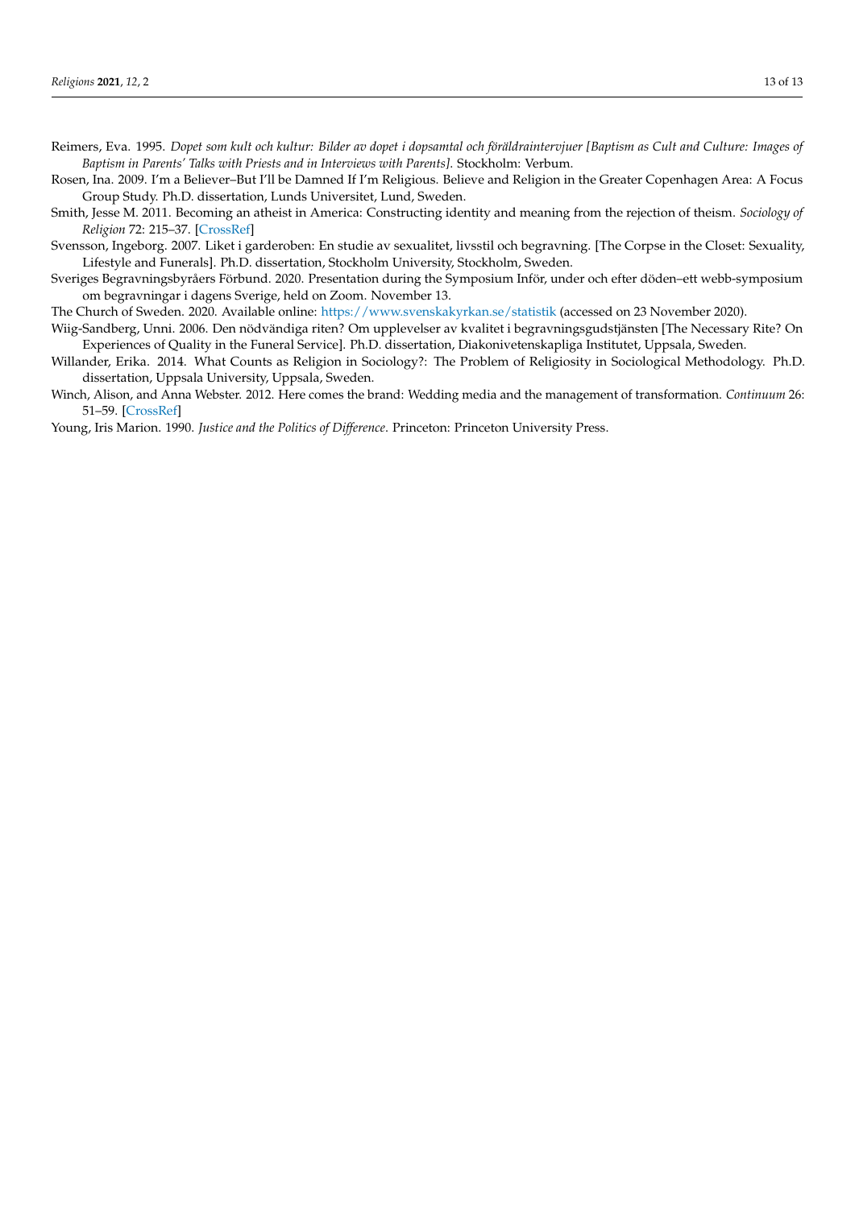Reimers, Eva. 1995. *Dopet som kult och kultur: Bilder av dopet i dopsamtal och föräldraintervjuer [Baptism as Cult and Culture: Images of Baptism in Parents' Talks with Priests and in Interviews with Parents]*. Stockholm: Verbum.

Rosen, Ina. 2009. I'm a Believer–But I'll be Damned If I'm Religious. Believe and Religion in the Greater Copenhagen Area: A Focus Group Study. Ph.D. dissertation, Lunds Universitet, Lund, Sweden.

Smith, Jesse M. 2011. Becoming an atheist in America: Constructing identity and meaning from the rejection of theism. *Sociology of Religion* 72: 215–37. [CrossRef]

Svensson, Ingeborg. 2007. Liket i garderoben: En studie av sexualitet, livsstil och begravning. [The Corpse in the Closet: Sexuality, Lifestyle and Funerals]. Ph.D. dissertation, Stockholm University, Stockholm, Sweden.

Sveriges Begravningsbyråers Förbund. 2020. Presentation during the Symposium Inför, under och efter döden–ett webb-symposium om begravningar i dagens Sverige, held on Zoom. November 13.

The Church of Sweden. 2020. Available online: https://www.svenskakyrkan.se/statistik (accessed on 23 November 2020).

Wiig-Sandberg, Unni. 2006. Den nödvändiga riten? Om upplevelser av kvalitet i begravningsgudstjänsten [The Necessary Rite? On Experiences of Quality in the Funeral Service]. Ph.D. dissertation, Diakonivetenskapliga Institutet, Uppsala, Sweden.

Willander, Erika. 2014. What Counts as Religion in Sociology?: The Problem of Religiosity in Sociological Methodology. Ph.D. dissertation, Uppsala University, Uppsala, Sweden.

Winch, Alison, and Anna Webster. 2012. Here comes the brand: Wedding media and the management of transformation. *Continuum* 26: 51–59. [CrossRef]

Young, Iris Marion. 1990. *Justice and the Politics of Difference*. Princeton: Princeton University Press.